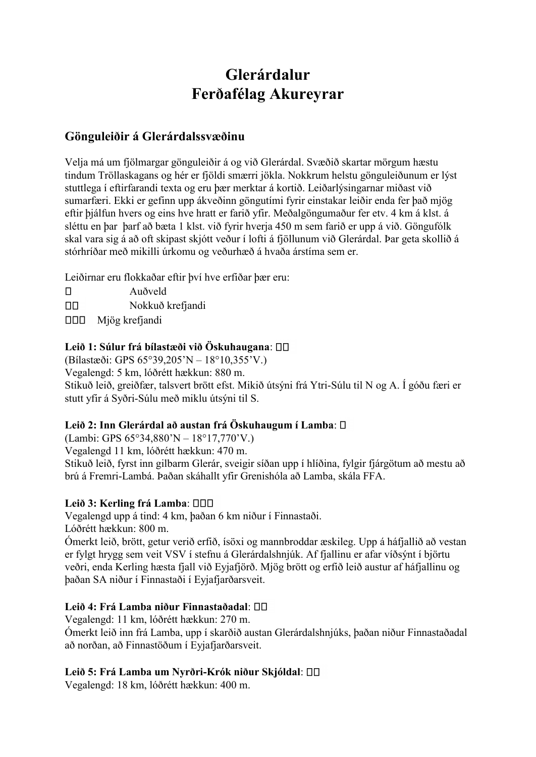# Glerárdalur
# Ferðafélag Akureyrar

## Gönguleiðir á Glerárdalssvæðinu

Velja má um fjölmargar gönguleiðir á og við Glerárdal. Svæðið skartar mörgum hæstu tindum Tröllaskagans og hér er fjöldi smærri jökla. Nokkrum helstu gönguleiðunum er lýst stuttlega í eftirfarandi texta og eru þær merktar á kortið. Leiðarlýsingarnar miðast við sumarfæri. Ekki er gefinn upp ákveðinn göngutími fyrir einstakar leiðir enda fer það mjög eftir þjálfun hvers og eins hve hratt er farið yfir. Meðalgöngumaður fer etv. 4 km á klst. á sléttu en þar þarf að bæta 1 klst. við fyrir hverja 450 m sem farið er upp á við. Göngufólk skal vara sig á að oft skipast skjótt veður í lofti á fjöllunum við Glerárdal. Þar geta skollið á stórhríðar með mikilli úrkomu og veðurhæð á hvaða árstíma sem er.

Leiðirnar eru flokkaðar eftir því hve erfiðar þær eru:

 Auðveld

 Nokkuð krefjandi

 Mjög krefjandi

**Leið 1: Súlur frá bílastæði við Öskuhaugana**: 

(Bílastæði: GPS 65°39,205'N – 18°10,355'V.)
Vegalengd: 5 km, lóðrétt hækkun: 880 m.
Stikuð leið, greiðfær, talsvert brött efst. Mikið útsýni frá Ytri-Súlu til N og A. Í góðu færi er stutt yfir á Syðri-Súlu með miklu útsýni til S.

**Leið 2: Inn Glerárdal að austan frá Öskuhaugum í Lamba**: 

(Lambi: GPS 65°34,880'N – 18°17,770'V.)
Vegalengd 11 km, lóðrétt hækkun: 470 m.
Stikuð leið, fyrst inn gilbarm Glerár, sveigir síðan upp í hlíðina, fylgir fjárgötum að mestu að brú á Fremri-Lambá. Þaðan skáhallt yfir Grenishóla að Lamba, skála FFA.

**Leið 3: Kerling frá Lamba**: 

Vegalengd upp á tind: 4 km, þaðan 6 km niður í Finnastaði.
Lóðrétt hækkun: 800 m.
Ómerkt leið, brött, getur verið erfið, ísöxi og mannbroddar æskileg. Upp á háfjallið að vestan er fylgt hrygg sem veit VSV í stefnu á Glerárdalshnjúk. Af fjallinu er afar víðsýnt í björtu veðri, enda Kerling hæsta fjall við Eyjafjörð. Mjög brött og erfið leið austur af háfjallinu og þaðan SA niður í Finnastaði í Eyjafjarðarsveit.

**Leið 4: Frá Lamba niður Finnastaðadal**: 

Vegalengd: 11 km, lóðrétt hækkun: 270 m.
Ómerkt leið inn frá Lamba, upp í skarðið austan Glerárdalshnjúks, þaðan niður Finnastaðadal að norðan, að Finnastöðum í Eyjafjarðarsveit.

**Leið 5: Frá Lamba um Nyrðri-Krók niður Skjóldal**: 

Vegalengd: 18 km, lóðrétt hækkun: 400 m.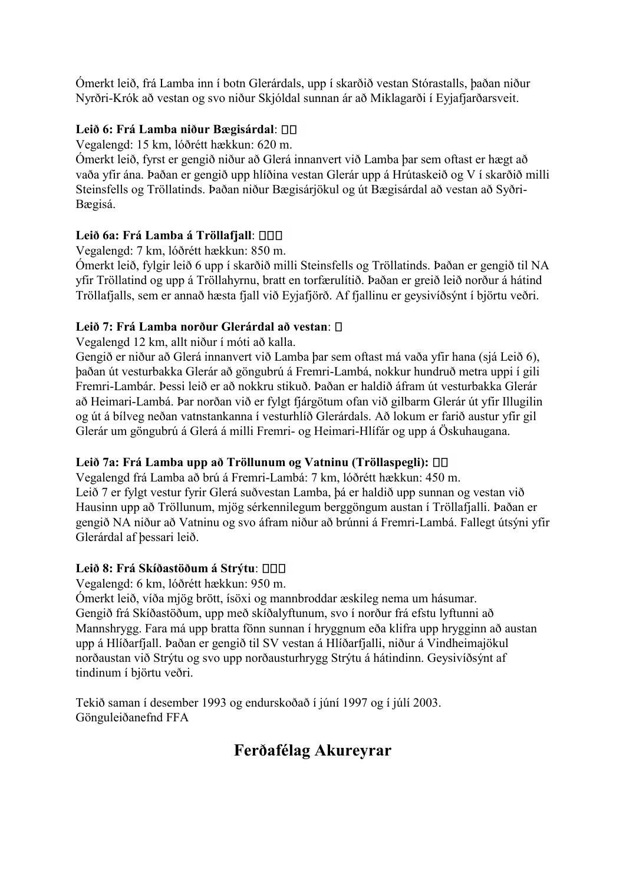Ómerkt leið, frá Lamba inn í botn Glerárdals, upp í skarðið vestan Stórastalls, þaðan niður Nyrðri-Krók að vestan og svo niður Skjóldal sunnan ár að Miklagarði í Eyjafjarðarsveit.

**Leið 6: Frá Lamba niður Bægisárdal**: □□

Vegalengd: 15 km, lóðrétt hækkun: 620 m.

Ómerkt leið, fyrst er gengið niður að Glerá innanvert við Lamba þar sem oftast er hægt að vaða yfir ána. Þaðan er gengið upp hlíðina vestan Glerár upp á Hrútaskeið og V í skarðið milli Steinsfells og Tröllatinds. Þaðan niður Bægisárjökul og út Bægisárdal að vestan að Syðri-Bægisá.

**Leið 6a: Frá Lamba á Tröllafjall**: □□□

Vegalengd: 7 km, lóðrétt hækkun: 850 m.

Ómerkt leið, fylgir leið 6 upp í skarðið milli Steinsfells og Tröllatinds. Þaðan er gengið til NA yfir Tröllatind og upp á Tröllahyrnu, bratt en torfærulítið. Þaðan er greið leið norður á hátind Tröllafjalls, sem er annað hæsta fjall við Eyjafjörð. Af fjallinu er geysivíðsýnt í björtu veðri.

**Leið 7: Frá Lamba norður Glerárdal að vestan**: □

Vegalengd 12 km, allt niður í móti að kalla.

Gengið er niður að Glerá innanvert við Lamba þar sem oftast má vaða yfir hana (sjá Leið 6), þaðan út vesturbakka Glerár að göngubrú á Fremri-Lambá, nokkur hundruð metra uppi í gili Fremri-Lambár. Þessi leið er að nokkru stikuð. Þaðan er haldið áfram út vesturbakka Glerár að Heimari-Lambá. Þar norðan við er fylgt fjárgötum ofan við gilbarm Glerár út yfir Illugilin og út á bílveg neðan vatnstankanna í vesturhlíð Glerárdals. Að lokum er farið austur yfir gil Glerár um göngubrú á Glerá á milli Fremri- og Heimari-Hlífár og upp á Öskuhaugana.

**Leið 7a: Frá Lamba upp að Tröllunum og Vatninu (Tröllaspegli): □□**

Vegalengd frá Lamba að brú á Fremri-Lambá: 7 km, lóðrétt hækkun: 450 m.

Leið 7 er fylgt vestur fyrir Glerá suðvestan Lamba, þá er haldið upp sunnan og vestan við Hausinn upp að Tröllunum, mjög sérkennilegum berggöngum austan í Tröllafjalli. Þaðan er gengið NA niður að Vatninu og svo áfram niður að brúnni á Fremri-Lambá. Fallegt útsýni yfir Glerárdal af þessari leið.

**Leið 8: Frá Skíðastöðum á Strýtu**: □□□

Vegalengd: 6 km, lóðrétt hækkun: 950 m.

Ómerkt leið, víða mjög brött, ísöxi og mannbroddar æskileg nema um hásumar. Gengið frá Skíðastöðum, upp með skíðalyftunum, svo í norður frá efstu lyftunni að Mannshrygg. Fara má upp bratta fönn sunnan í hryggnum eða klifra upp hrygginn að austan upp á Hlíðarfjall. Þaðan er gengið til SV vestan á Hlíðarfjalli, niður á Vindheimajökul norðaustan við Strýtu og svo upp norðausturhrygg Strýtu á hátindinn. Geysivíðsýnt af tindinum í björtu veðri.

Tekið saman í desember 1993 og endurskoðað í júní 1997 og í júlí 2003.
Gönguleiðanefnd FFA

## Ferðafélag Akureyrar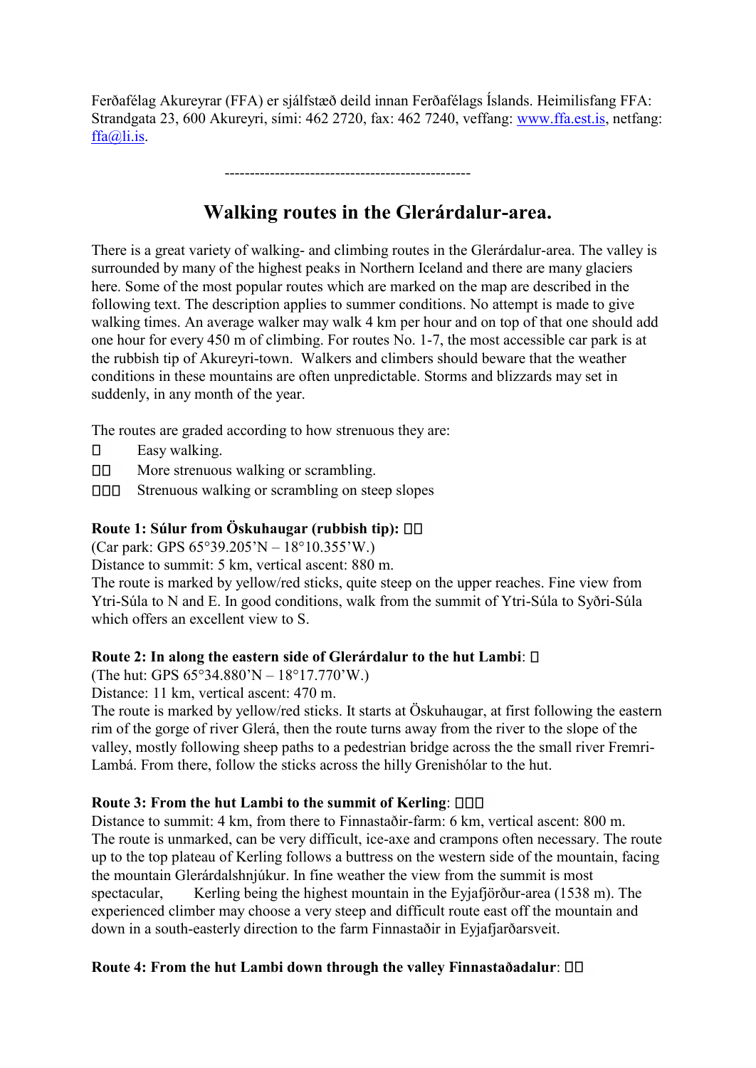Ferðafélag Akureyrar (FFA) er sjálfstæð deild innan Ferðafélags Íslands. Heimilisfang FFA: Strandgata 23, 600 Akureyri, sími: 462 2720, fax: 462 7240, veffang: www.ffa.est.is, netfang: ffa@li.is.

-------------------------------------------------

# Walking routes in the Glerárdalur-area.

There is a great variety of walking- and climbing routes in the Glerárdalur-area. The valley is surrounded by many of the highest peaks in Northern Iceland and there are many glaciers here. Some of the most popular routes which are marked on the map are described in the following text. The description applies to summer conditions. No attempt is made to give walking times. An average walker may walk 4 km per hour and on top of that one should add one hour for every 450 m of climbing. For routes No. 1-7, the most accessible car park is at the rubbish tip of Akureyri-town. Walkers and climbers should beware that the weather conditions in these mountains are often unpredictable. Storms and blizzards may set in suddenly, in any month of the year.

The routes are graded according to how strenuous they are:

- Easy walking.
- More strenuous walking or scrambling.
- Strenuous walking or scrambling on steep slopes

**Route 1: Súlur from Öskuhaugar (rubbish tip):**
(Car park: GPS 65°39.205'N – 18°10.355'W.)
Distance to summit: 5 km, vertical ascent: 880 m.
The route is marked by yellow/red sticks, quite steep on the upper reaches. Fine view from Ytri-Súla to N and E. In good conditions, walk from the summit of Ytri-Súla to Syðri-Súla which offers an excellent view to S.

**Route 2: In along the eastern side of Glerárdalur to the hut Lambi**:
(The hut: GPS 65°34.880'N – 18°17.770'W.)
Distance: 11 km, vertical ascent: 470 m.
The route is marked by yellow/red sticks. It starts at Öskuhaugar, at first following the eastern rim of the gorge of river Glerá, then the route turns away from the river to the slope of the valley, mostly following sheep paths to a pedestrian bridge across the the small river Fremri-Lambá. From there, follow the sticks across the hilly Grenishólar to the hut.

**Route 3: From the hut Lambi to the summit of Kerling**:
Distance to summit: 4 km, from there to Finnastaðir-farm: 6 km, vertical ascent: 800 m.
The route is unmarked, can be very difficult, ice-axe and crampons often necessary. The route up to the top plateau of Kerling follows a buttress on the western side of the mountain, facing the mountain Glerárdalshnjúkur. In fine weather the view from the summit is most spectacular, Kerling being the highest mountain in the Eyjafjörður-area (1538 m). The experienced climber may choose a very steep and difficult route east off the mountain and down in a south-easterly direction to the farm Finnastaðir in Eyjafjarðarsveit.

**Route 4: From the hut Lambi down through the valley Finnastaðadalur**: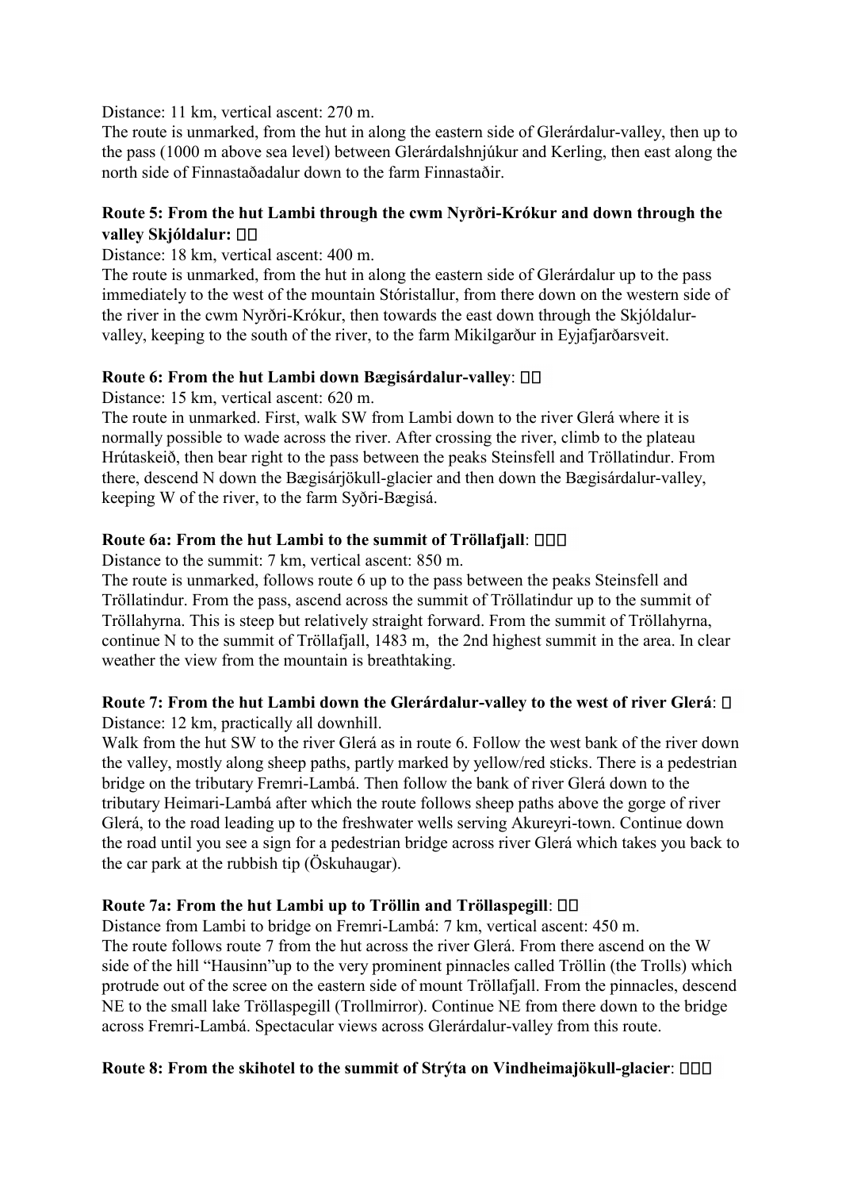Distance: 11 km, vertical ascent: 270 m.

The route is unmarked, from the hut in along the eastern side of Glerárdalur-valley, then up to the pass (1000 m above sea level) between Glerárdalshnjúkur and Kerling, then east along the north side of Finnastaðadalur down to the farm Finnastaðir.

**Route 5: From the hut Lambi through the cwm Nyrðri-Krókur and down through the valley Skjóldalur:** ☐☐

Distance: 18 km, vertical ascent: 400 m.

The route is unmarked, from the hut in along the eastern side of Glerárdalur up to the pass immediately to the west of the mountain Stóristallur, from there down on the western side of the river in the cwm Nyrðri-Krókur, then towards the east down through the Skjóldalur-valley, keeping to the south of the river, to the farm Mikilgarður in Eyjafjarðarsveit.

**Route 6: From the hut Lambi down Bægisárdalur-valley**: ☐☐

Distance: 15 km, vertical ascent: 620 m.

The route in unmarked. First, walk SW from Lambi down to the river Glerá where it is normally possible to wade across the river. After crossing the river, climb to the plateau Hrútaskeið, then bear right to the pass between the peaks Steinsfell and Tröllatindur. From there, descend N down the Bægisárjökull-glacier and then down the Bægisárdalur-valley, keeping W of the river, to the farm Syðri-Bægisá.

**Route 6a: From the hut Lambi to the summit of Tröllafjall**: ☐☐☐

Distance to the summit: 7 km, vertical ascent: 850 m.

The route is unmarked, follows route 6 up to the pass between the peaks Steinsfell and Tröllatindur. From the pass, ascend across the summit of Tröllatindur up to the summit of Tröllahyrna. This is steep but relatively straight forward. From the summit of Tröllahyrna, continue N to the summit of Tröllafjall, 1483 m, the 2nd highest summit in the area. In clear weather the view from the mountain is breathtaking.

**Route 7: From the hut Lambi down the Glerárdalur-valley to the west of river Glerá**: ☐

Distance: 12 km, practically all downhill.

Walk from the hut SW to the river Glerá as in route 6. Follow the west bank of the river down the valley, mostly along sheep paths, partly marked by yellow/red sticks. There is a pedestrian bridge on the tributary Fremri-Lambá. Then follow the bank of river Glerá down to the tributary Heimari-Lambá after which the route follows sheep paths above the gorge of river Glerá, to the road leading up to the freshwater wells serving Akureyri-town. Continue down the road until you see a sign for a pedestrian bridge across river Glerá which takes you back to the car park at the rubbish tip (Öskuhaugar).

**Route 7a: From the hut Lambi up to Tröllin and Tröllaspegill**: ☐☐

Distance from Lambi to bridge on Fremri-Lambá: 7 km, vertical ascent: 450 m.

The route follows route 7 from the hut across the river Glerá. From there ascend on the W side of the hill "Hausinn"up to the very prominent pinnacles called Tröllin (the Trolls) which protrude out of the scree on the eastern side of mount Tröllafjall. From the pinnacles, descend NE to the small lake Tröllaspegill (Trollmirror). Continue NE from there down to the bridge across Fremri-Lambá. Spectacular views across Glerárdalur-valley from this route.

**Route 8: From the skihotel to the summit of Strýta on Vindheimajökull-glacier**: ☐☐☐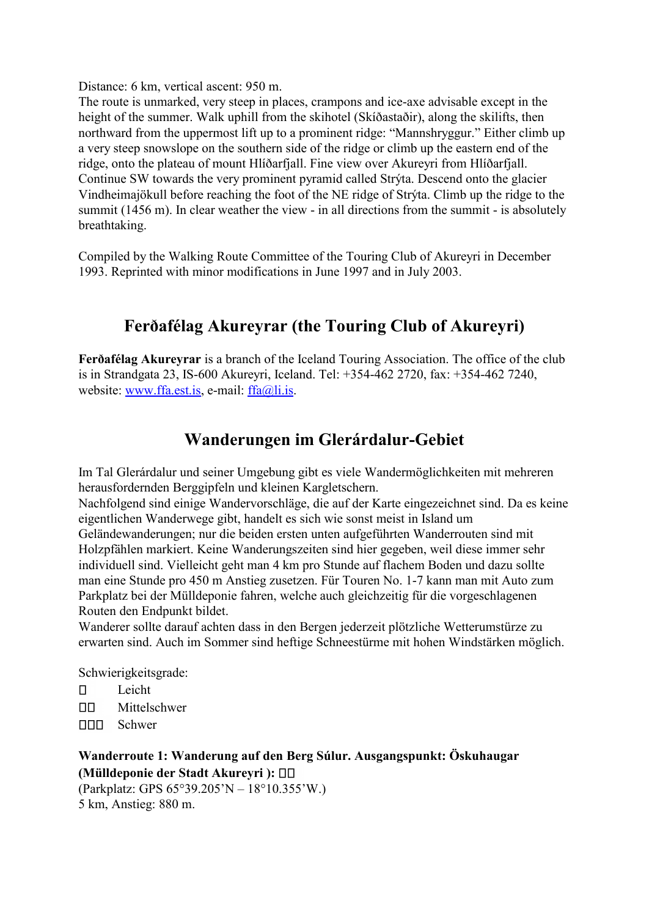Distance: 6 km, vertical ascent: 950 m.
The route is unmarked, very steep in places, crampons and ice-axe advisable except in the height of the summer. Walk uphill from the skihotel (Skíðastaðir), along the skilifts, then northward from the uppermost lift up to a prominent ridge: “Mannshryggur.” Either climb up a very steep snowslope on the southern side of the ridge or climb up the eastern end of the ridge, onto the plateau of mount Hlíðarfjall. Fine view over Akureyri from Hlíðarfjall. Continue SW towards the very prominent pyramid called Strýta. Descend onto the glacier Vindheimajökull before reaching the foot of the NE ridge of Strýta. Climb up the ridge to the summit (1456 m). In clear weather the view - in all directions from the summit - is absolutely breathtaking.

Compiled by the Walking Route Committee of the Touring Club of Akureyri in December 1993. Reprinted with minor modifications in June 1997 and in July 2003.

## Ferðafélag Akureyrar (the Touring Club of Akureyri)

**Ferðafélag Akureyrar** is a branch of the Iceland Touring Association. The office of the club is in Strandgata 23, IS-600 Akureyri, Iceland. Tel: +354-462 2720, fax: +354-462 7240, website: www.ffa.est.is, e-mail: ffa@li.is.

## Wanderungen im Glerárdalur-Gebiet

Im Tal Glerárdalur und seiner Umgebung gibt es viele Wandermöglichkeiten mit mehreren herausfordernden Berggipfeln und kleinen Kargletschern.
Nachfolgend sind einige Wandervorschläge, die auf der Karte eingezeichnet sind. Da es keine eigentlichen Wanderwege gibt, handelt es sich wie sonst meist in Island um Geländewanderungen; nur die beiden ersten unten aufgeführten Wanderrouten sind mit Holzpfählen markiert. Keine Wanderungszeiten sind hier gegeben, weil diese immer sehr individuell sind. Vielleicht geht man 4 km pro Stunde auf flachem Boden und dazu sollte man eine Stunde pro 450 m Anstieg zusetzen. Für Touren No. 1-7 kann man mit Auto zum Parkplatz bei der Mülldeponie fahren, welche auch gleichzeitig für die vorgeschlagenen Routen den Endpunkt bildet.
Wanderer sollte darauf achten dass in den Bergen jederzeit plötzliche Wetterumstürze zu erwarten sind. Auch im Sommer sind heftige Schneestürme mit hohen Windstärken möglich.

Schwierigkeitsgrade:

- □ Leicht
- □□ Mittelschwer
- □□□ Schwer

**Wanderroute 1: Wanderung auf den Berg Súlur. Ausgangspunkt: Öskuhaugar (Mülldeponie der Stadt Akureyri ): □□**
(Parkplatz: GPS 65°39.205’N – 18°10.355’W.)
5 km, Anstieg: 880 m.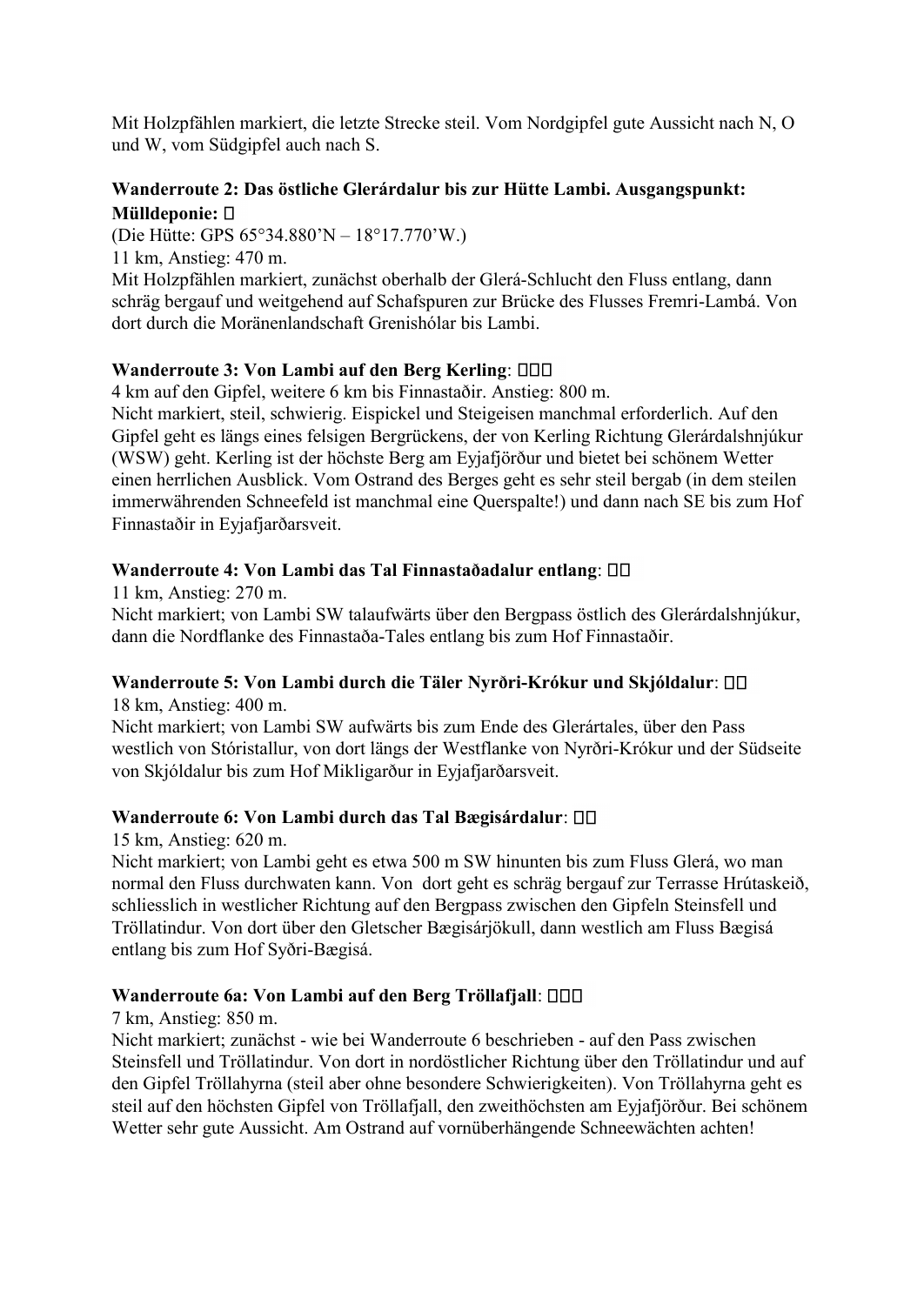Mit Holzpfählen markiert, die letzte Strecke steil. Vom Nordgipfel gute Aussicht nach N, O und W, vom Südgipfel auch nach S.

**Wanderroute 2: Das östliche Glerárdalur bis zur Hütte Lambi. Ausgangspunkt: Mülldeponie: □**

(Die Hütte: GPS 65°34.880'N – 18°17.770'W.)
11 km, Anstieg: 470 m.
Mit Holzpfählen markiert, zunächst oberhalb der Glerá-Schlucht den Fluss entlang, dann schräg bergauf und weitgehend auf Schafspuren zur Brücke des Flusses Fremri-Lambá. Von dort durch die Moränenlandschaft Grenishólar bis Lambi.

**Wanderroute 3: Von Lambi auf den Berg Kerling: □□□**

4 km auf den Gipfel, weitere 6 km bis Finnastaðir. Anstieg: 800 m.
Nicht markiert, steil, schwierig. Eispickel und Steigeisen manchmal erforderlich. Auf den Gipfel geht es längs eines felsigen Bergrückens, der von Kerling Richtung Glerárdalshnjúkur (WSW) geht. Kerling ist der höchste Berg am Eyjafjörður und bietet bei schönem Wetter einen herrlichen Ausblick. Vom Ostrand des Berges geht es sehr steil bergab (in dem steilen immerwährenden Schneefeld ist manchmal eine Querspalte!) und dann nach SE bis zum Hof Finnastaðir in Eyjafjarðarsveit.

**Wanderroute 4: Von Lambi das Tal Finnastaðadalur entlang: □□**

11 km, Anstieg: 270 m.
Nicht markiert; von Lambi SW talaufwärts über den Bergpass östlich des Glerárdalshnjúkur, dann die Nordflanke des Finnastaða-Tales entlang bis zum Hof Finnastaðir.

**Wanderroute 5: Von Lambi durch die Täler Nyrðri-Krókur und Skjóldalur: □□**

18 km, Anstieg: 400 m.
Nicht markiert; von Lambi SW aufwärts bis zum Ende des Glerártales, über den Pass westlich von Stóristallur, von dort längs der Westflanke von Nyrðri-Krókur und der Südseite von Skjóldalur bis zum Hof Mikligarður in Eyjafjarðarsveit.

**Wanderroute 6: Von Lambi durch das Tal Bægisárdalur: □□**

15 km, Anstieg: 620 m.
Nicht markiert; von Lambi geht es etwa 500 m SW hinunten bis zum Fluss Glerá, wo man normal den Fluss durchwaten kann. Von dort geht es schräg bergauf zur Terrasse Hrútaskeið, schliesslich in westlicher Richtung auf den Bergpass zwischen den Gipfeln Steinsfell und Tröllatindur. Von dort über den Gletscher Bægisárjökull, dann westlich am Fluss Bægisá entlang bis zum Hof Syðri-Bægisá.

**Wanderroute 6a: Von Lambi auf den Berg Tröllafjall: □□□**

7 km, Anstieg: 850 m.
Nicht markiert; zunächst - wie bei Wanderroute 6 beschrieben - auf den Pass zwischen Steinsfell und Tröllatindur. Von dort in nordöstlicher Richtung über den Tröllatindur und auf den Gipfel Tröllahyrna (steil aber ohne besondere Schwierigkeiten). Von Tröllahyrna geht es steil auf den höchsten Gipfel von Tröllafjall, den zweithöchsten am Eyjafjörður. Bei schönem Wetter sehr gute Aussicht. Am Ostrand auf vornüberhängende Schneewächten achten!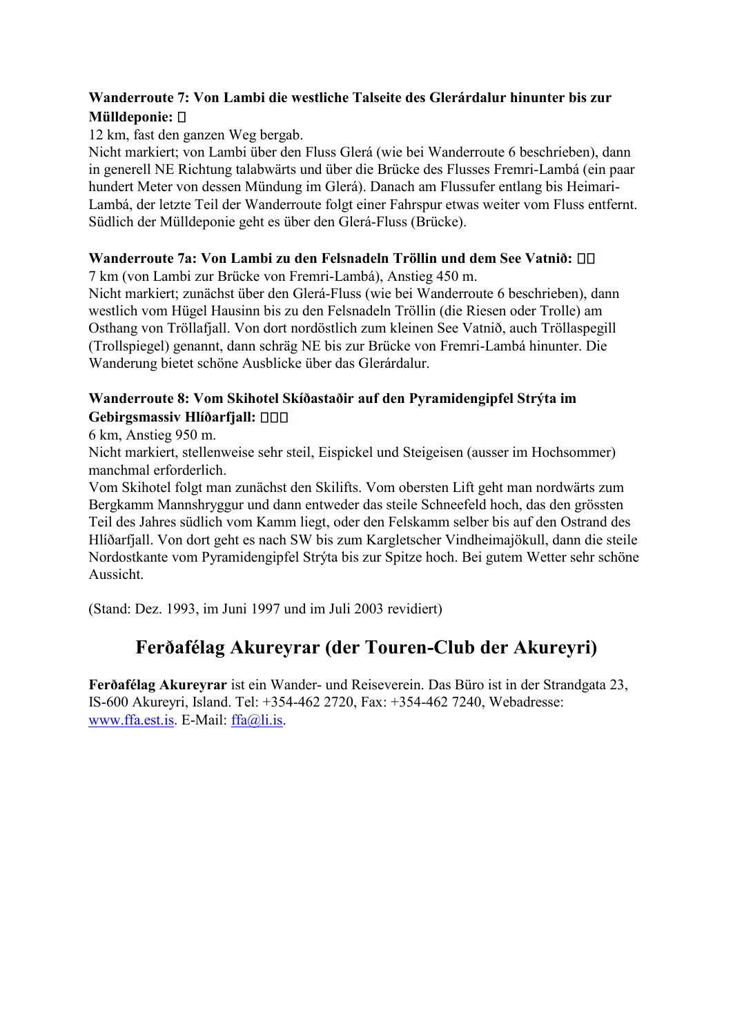**Wanderroute 7: Von Lambi die westliche Talseite des Glerárdalur hinunter bis zur Mülldeponie: □**

12 km, fast den ganzen Weg bergab.
Nicht markiert; von Lambi über den Fluss Glerá (wie bei Wanderroute 6 beschrieben), dann in generell NE Richtung talabwärts und über die Brücke des Flusses Fremri-Lambá (ein paar hundert Meter von dessen Mündung im Glerá). Danach am Flussufer entlang bis Heimari-Lambá, der letzte Teil der Wanderroute folgt einer Fahrspur etwas weiter vom Fluss entfernt. Südlich der Mülldeponie geht es über den Glerá-Fluss (Brücke).

**Wanderroute 7a: Von Lambi zu den Felsnadeln Tröllin und dem See Vatnið: □□**

7 km (von Lambi zur Brücke von Fremri-Lambá), Anstieg 450 m.
Nicht markiert; zunächst über den Glerá-Fluss (wie bei Wanderroute 6 beschrieben), dann westlich vom Hügel Hausinn bis zu den Felsnadeln Tröllin (die Riesen oder Trolle) am Osthang von Tröllafjall. Von dort nordöstlich zum kleinen See Vatnið, auch Tröllaspegill (Trollspiegel) genannt, dann schräg NE bis zur Brücke von Fremri-Lambá hinunter. Die Wanderung bietet schöne Ausblicke über das Glerárdalur.

**Wanderroute 8: Vom Skihotel Skíðastaðir auf den Pyramidengipfel Strýta im Gebirgsmassiv Hlíðarfjall: □□□**

6 km, Anstieg 950 m.
Nicht markiert, stellenweise sehr steil, Eispickel und Steigeisen (ausser im Hochsommer) manchmal erforderlich.
Vom Skihotel folgt man zunächst den Skilifts. Vom obersten Lift geht man nordwärts zum Bergkamm Mannshryggur und dann entweder das steile Schneefeld hoch, das den grössten Teil des Jahres südlich vom Kamm liegt, oder den Felskamm selber bis auf den Ostrand des Hlíðarfjall. Von dort geht es nach SW bis zum Kargletscher Vindheimajökull, dann die steile Nordostkante vom Pyramidengipfel Strýta bis zur Spitze hoch. Bei gutem Wetter sehr schöne Aussicht.

(Stand: Dez. 1993, im Juni 1997 und im Juli 2003 revidiert)

## Ferðafélag Akureyrar (der Touren-Club der Akureyri)

**Ferðafélag Akureyrar** ist ein Wander- und Reiseverein. Das Büro ist in der Strandgata 23, IS-600 Akureyri, Island. Tel: +354-462 2720, Fax: +354-462 7240, Webadresse: www.ffa.est.is. E-Mail: ffa@li.is.